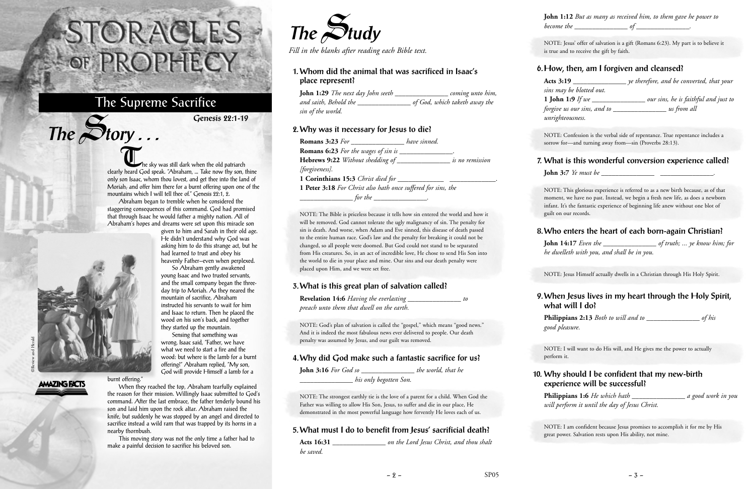# STORACLES OF PROPHECY

## The Supreme Sacrifice

*Genesis 22:1-19*

## The Story . . .

The sky was still dark when the old patriarch clearly heard God speak. "Abraham, ... Take now thy son, thine only son Isaac, whom thou lovest, and get thee into the land of Moriah; and offer him there for a burnt offering upon one of the mountains which I will tell thee of." Genesis 22:1, 2.

Abraham began to tremble when he considered the staggering consequences of this command. God had promised that through Isaac he would father a mighty nation. All of Abraham's hopes and dreams were set upon this miracle son given to him and Sarah in their old age. He didn't understand why God was asking him to do this strange act, but he had learned to trust and obey his heavenly Father—even when perplexed.

So Abraham gently awakened young Isaac and two trusted servants, and the small company began the three-day trip to Moriah. As they neared the mountain of sacrifice, Abraham instructed his servants to wait for him and Isaac to return. Then he placed the wood on his son's back, and together they started up the mountain.

Sensing that something was wrong, Isaac said, "Father, we have what we need to start a fire and the wood: but where is the lamb for a burnt offering?" Abraham replied, "My son, God will provide Himself a lamb for a burnt offering."

When they reached the top, Abraham tearfully explained the reason for their mission. Willingly Isaac submitted to God's command. After the last embrace, the father tenderly bound his son and laid him upon the rock altar. Abraham raised the knife, but suddenly he was stopped by an angel and directed to sacrifice instead a wild ram that was trapped by its horns in a nearby thornbush.

This moving story was not the only time a father had to make a painful decision to sacrifice his beloved son.

©Review and Herald

AMAZING FACTS

## The Study

*Fill in the blanks after reading each Bible text.*

### 1. Whom did the animal that was sacrificed in Isaac's place represent?

**John 1:29** *The next day John seeth _______________ coming unto him, and saith, Behold the _______________ of God, which taketh away the sin of the world.*

### 2. Why was it necessary for Jesus to die?

**Romans 3:23** *For _______________ have sinned.*

**Romans 6:23** *For the wages of sin is _______________.*

**Hebrews 9:22** *Without shedding of _______________ is no remission [forgiveness].*

**1 Corinthians 15:3** *Christ died for _____________ _____________.*

**1 Peter 3:18** *For Christ also hath once suffered for sins, the _______________ for the _______________.*

NOTE: The Bible is priceless because it tells how sin entered the world and how it will be removed. God cannot tolerate the ugly malignancy of sin. The penalty for sin is death. And worse, when Adam and Eve sinned, this disease of death passed to the entire human race. God's law and the penalty for breaking it could not be changed, so all people were doomed. But God could not stand to be separated from His creatures. So, in an act of incredible love, He chose to send His Son into the world to die in your place and mine. Our sins and our death penalty were placed upon Him, and we were set free.

### 3. What is this great plan of salvation called?

**Revelation 14:6** *Having the everlasting _______________ to preach unto them that dwell on the earth.*

NOTE: God's plan of salvation is called the "gospel," which means "good news." And it is indeed the most fabulous news ever delivered to people. Our death penalty was assumed by Jesus, and our guilt was removed.

### 4. Why did God make such a fantastic sacrifice for us?

**John 3:16** *For God so _______________ the world, that he _______________ his only begotten Son.*

NOTE: The strongest earthly tie is the love of a parent for a child. When God the Father was willing to allow His Son, Jesus, to suffer and die in our place, He demonstrated in the most powerful language how fervently He loves each of us.

### 5. What must I do to benefit from Jesus' sacrificial death?

**Acts 16:31** _______________ *on the Lord Jesus Christ, and thou shalt be saved.*

**John 1:12** *But as many as received him, to them gave he power to become the _______________ of _______________.*

NOTE: Jesus' offer of salvation is a gift (Romans 6:23). My part is to believe it is true and to receive the gift by faith.

### 6. How, then, am I forgiven and cleansed?

**Acts 3:19** _______________ *ye therefore, and be converted, that your sins may be blotted out.*

**1 John 1:9** *If we _______________ our sins, he is faithful and just to forgive us our sins, and to _______________ us from all unrighteousness.*

NOTE: Confession is the verbal side of repentance. True repentance includes a sorrow for—and turning away from—sin (Proverbs 28:13).

### 7. What is this wonderful conversion experience called?

**John 3:7** *Ye must be _______________ _______________.*

NOTE: This glorious experience is referred to as a new birth because, as of that moment, we have no past. Instead, we begin a fresh new life, as does a newborn infant. It's the fantastic experience of beginning life anew without one blot of guilt on our records.

### 8. Who enters the heart of each born-again Christian?

**John 14:17** *Even the _______________ of truth; ... ye know him; for he dwelleth with you, and shall be in you.*

NOTE: Jesus Himself actually dwells in a Christian through His Holy Spirit.

### 9. When Jesus lives in my heart through the Holy Spirit, what will I do?

**Philippians 2:13** *Both to will and to _______________ of his good pleasure.*

NOTE: I will want to do His will, and He gives me the power to actually perform it.

### 10. Why should I be confident that my new-birth experience will be successful?

**Philippians 1:6** *He which hath _______________ a good work in you will perform it until the day of Jesus Christ.*

NOTE: I am confident because Jesus promises to accomplish it for me by His great power. Salvation rests upon His ability, not mine.

SP05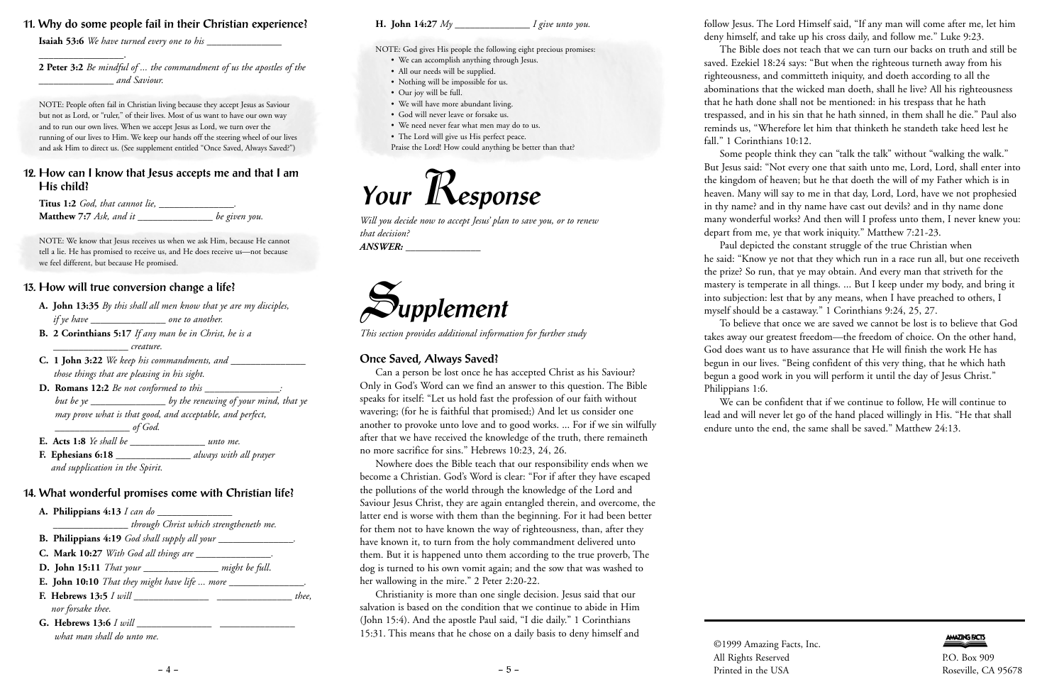## 11. Why do some people fail in their Christian experience?

**Isaiah 53:6** *We have turned every one to his* _______________ _______________.

**2 Peter 3:2** *Be mindful of ... the commandment of us the apostles of the* _______________ *and Saviour.*

NOTE: People often fail in Christian living because they accept Jesus as Saviour but not as Lord, or "ruler," of their lives. Most of us want to have our own way and to run our own lives. When we accept Jesus as Lord, we turn over the running of our lives to Him. We keep our hands off the steering wheel of our lives and ask Him to direct us. (See supplement entitled "Once Saved, Always Saved?")

## 12. How can I know that Jesus accepts me and that I am His child?

**Titus 1:2** *God, that cannot lie,* _______________.

**Matthew 7:7** *Ask, and it* _______________ *be given you.*

NOTE: We know that Jesus receives us when we ask Him, because He cannot tell a lie. He has promised to receive us, and He does receive us—not because we feel different, but because He promised.

## 13. How will true conversion change a life?

- **A. John 13:35** *By this shall all men know that ye are my disciples, if ye have* _______________ *one to another.*
- **B. 2 Corinthians 5:17** *If any man be in Christ, he is a* _______________ *creature.*
- **C. 1 John 3:22** *We keep his commandments, and* _______________ *those things that are pleasing in his sight.*
- **D. Romans 12:2** *Be not conformed to this* _______________*: but be ye* _______________ *by the renewing of your mind, that ye may prove what is that good, and acceptable, and perfect,* _______________ *of God.*
- **E. Acts 1:8** *Ye shall be* _______________ *unto me.*
- **F. Ephesians 6:18** _______________ *always with all prayer and supplication in the Spirit.*

## 14. What wonderful promises come with Christian life?

- **A. Philippians 4:13** *I can do* _______________ _______________ *through Christ which strengtheneth me.*
- **B. Philippians 4:19** *God shall supply all your* _______________.
- **C. Mark 10:27** *With God all things are* _______________.
- **D. John 15:11** *That your* _______________ *might be full.*
- **E. John 10:10** *That they might have life ... more* _______________.
- **F. Hebrews 13:5** *I will* _______________ _______________ *thee, nor forsake thee.*
- **G. Hebrews 13:6** *I will* _______________ _______________ *what man shall do unto me.*
- **H. John 14:27** *My* _______________ *I give unto you.*

NOTE: God gives His people the following eight precious promises:

- We can accomplish anything through Jesus.
- All our needs will be supplied.
- Nothing will be impossible for us.
- Our joy will be full.
- We will have more abundant living.
- God will never leave or forsake us.
- We need never fear what men may do to us.
- The Lord will give us His perfect peace.

Praise the Lord! How could anything be better than that?

# Your Response

*Will you decide now to accept Jesus' plan to save you, or to renew that decision?*

***ANSWER:*** _______________

# Supplement

*This section provides additional information for further study*

## Once Saved, Always Saved?

Can a person be lost once he has accepted Christ as his Saviour? Only in God's Word can we find an answer to this question. The Bible speaks for itself: "Let us hold fast the profession of our faith without wavering; (for he is faithful that promised;) And let us consider one another to provoke unto love and to good works. ... For if we sin wilfully after that we have received the knowledge of the truth, there remaineth no more sacrifice for sins." Hebrews 10:23, 24, 26.

Nowhere does the Bible teach that our responsibility ends when we become a Christian. God's Word is clear: "For if after they have escaped the pollutions of the world through the knowledge of the Lord and Saviour Jesus Christ, they are again entangled therein, and overcome, the latter end is worse with them than the beginning. For it had been better for them not to have known the way of righteousness, than, after they have known it, to turn from the holy commandment delivered unto them. But it is happened unto them according to the true proverb, The dog is turned to his own vomit again; and the sow that was washed to her wallowing in the mire." 2 Peter 2:20-22.

Christianity is more than one single decision. Jesus said that our salvation is based on the condition that we continue to abide in Him (John 15:4). And the apostle Paul said, "I die daily." 1 Corinthians 15:31. This means that he chose on a daily basis to deny himself and follow Jesus. The Lord Himself said, "If any man will come after me, let him deny himself, and take up his cross daily, and follow me." Luke 9:23.

The Bible does not teach that we can turn our backs on truth and still be saved. Ezekiel 18:24 says: "But when the righteous turneth away from his righteousness, and committeth iniquity, and doeth according to all the abominations that the wicked man doeth, shall he live? All his righteousness that he hath done shall not be mentioned: in his trespass that he hath trespassed, and in his sin that he hath sinned, in them shall he die." Paul also reminds us, "Wherefore let him that thinketh he standeth take heed lest he fall." 1 Corinthians 10:12.

Some people think they can "talk the talk" without "walking the walk." But Jesus said: "Not every one that saith unto me, Lord, Lord, shall enter into the kingdom of heaven; but he that doeth the will of my Father which is in heaven. Many will say to me in that day, Lord, Lord, have we not prophesied in thy name? and in thy name have cast out devils? and in thy name done many wonderful works? And then will I profess unto them, I never knew you: depart from me, ye that work iniquity." Matthew 7:21-23.

Paul depicted the constant struggle of the true Christian when he said: "Know ye not that they which run in a race run all, but one receiveth the prize? So run, that ye may obtain. And every man that striveth for the mastery is temperate in all things. ... But I keep under my body, and bring it into subjection: lest that by any means, when I have preached to others, I myself should be a castaway." 1 Corinthians 9:24, 25, 27.

To believe that once we are saved we cannot be lost is to believe that God takes away our greatest freedom—the freedom of choice. On the other hand, God does want us to have assurance that He will finish the work He has begun in our lives. "Being confident of this very thing, that he which hath begun a good work in you will perform it until the day of Jesus Christ." Philippians 1:6.

We can be confident that if we continue to follow, He will continue to lead and will never let go of the hand placed willingly in His. "He that shall endure unto the end, the same shall be saved." Matthew 24:13.

©1999 Amazing Facts, Inc.
All Rights Reserved
Printed in the USA

AMAZING FACTS
P.O. Box 909
Roseville, CA 95678